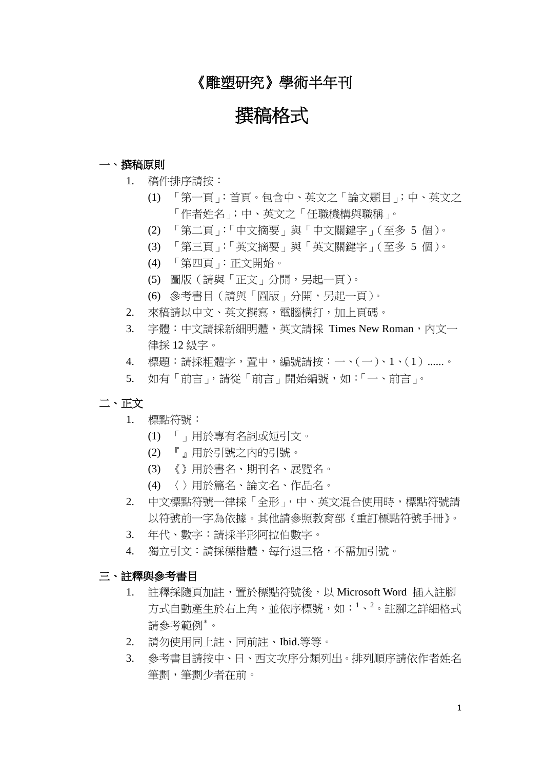# 《雕塑研究》學術半年刊

# 撰稿格式

## 一、撰稿原則

1. 稿件排序請按：
   (1) 「第一頁」：首頁。包含中、英文之「論文題目」；中、英文之「作者姓名」；中、英文之「任職機構與職稱」。
   (2) 「第二頁」：「中文摘要」與「中文關鍵字」（至多 5 個）。
   (3) 「第三頁」：「英文摘要」與「英文關鍵字」（至多 5 個）。
   (4) 「第四頁」：正文開始。
   (5) 圖版（請與「正文」分開，另起一頁）。
   (6) 參考書目（請與「圖版」分開，另起一頁）。
2. 來稿請以中文、英文撰寫，電腦橫打，加上頁碼。
3. 字體：中文請採新細明體，英文請採 Times New Roman，內文一律採 12 級字。
4. 標題：請採粗體字，置中，編號請按：一、（一）、1、（1）......。
5. 如有「前言」，請從「前言」開始編號，如：「一、前言」。

## 二、正文

1. 標點符號：
   (1) 「」用於專有名詞或短引文。
   (2) 『』用於引號之內的引號。
   (3) 《》用於書名、期刊名、展覽名。
   (4) 〈〉用於篇名、論文名、作品名。
2. 中文標點符號一律採「全形」，中、英文混合使用時，標點符號請以符號前一字為依據。其他請參照教育部《重訂標點符號手冊》。
3. 年代、數字：請採半形阿拉伯數字。
4. 獨立引文：請採標楷體，每行退三格，不需加引號。

## 三、註釋與參考書目

1. 註釋採隨頁加註，置於標點符號後，以 Microsoft Word 插入註腳方式自動產生於右上角，並依序標號，如：[1]、[2]。註腳之詳細格式請參考範例[*]。
2. 請勿使用同上註、同前註、Ibid.等等。
3. 參考書目請按中、日、西文次序分類列出。排列順序請依作者姓名筆劃，筆劃少者在前。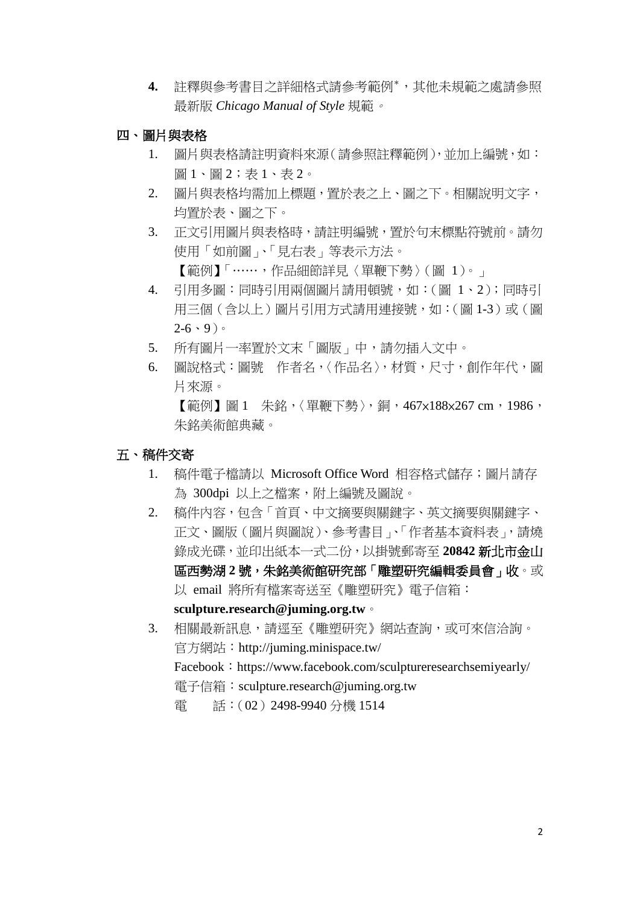4. 註釋與參考書目之詳細格式請參考範例[*]，其他未規範之處請參照最新版 *Chicago Manual of Style* 規範。

## 四、圖片與表格

1. 圖片與表格請註明資料來源（請參照註釋範例），並加上編號，如：圖 1、圖 2；表 1、表 2。
2. 圖片與表格均需加上標題，置於表之上、圖之下。相關說明文字，均置於表、圖之下。
3. 正文引用圖片與表格時，請註明編號，置於句末標點符號前。請勿使用「如前圖」、「見右表」等表示方法。

   【範例】「……，作品細節詳見〈單鞭下勢〉（圖 1）。」
4. 引用多圖：同時引用兩個圖片請用頓號，如：（圖 1、2）；同時引用三個（含以上）圖片引用方式請用連接號，如：（圖 1-3）或（圖 2-6、9）。
5. 所有圖片一率置於文末「圖版」中，請勿插入文中。
6. 圖說格式：圖號　作者名，〈作品名〉，材質，尺寸，創作年代，圖片來源。

   【範例】圖 1　朱銘，〈單鞭下勢〉，銅，467x188x267 cm，1986，朱銘美術館典藏。

## 五、稿件交寄

1. 稿件電子檔請以 Microsoft Office Word 相容格式儲存；圖片請存為 300dpi 以上之檔案，附上編號及圖說。
2. 稿件內容，包含「首頁、中文摘要與關鍵字、英文摘要與關鍵字、正文、圖版（圖片與圖說）、參考書目」、「作者基本資料表」，請燒錄成光碟，並印出紙本一式二份，以掛號郵寄至 **20842 新北市金山區西勢湖 2 號，朱銘美術館研究部「雕塑研究編輯委員會」收**。或以 email 將所有檔案寄送至《雕塑研究》電子信箱：**sculpture.research@juming.org.tw**。
3. 相關最新訊息，請逕至《雕塑研究》網站查詢，或可來信洽詢。

   官方網站：http://juming.minispace.tw/

   Facebook：https://www.facebook.com/sculptureresearchsemiyearly/

   電子信箱：sculpture.research@juming.org.tw

   電　　話：（02）2498-9940 分機 1514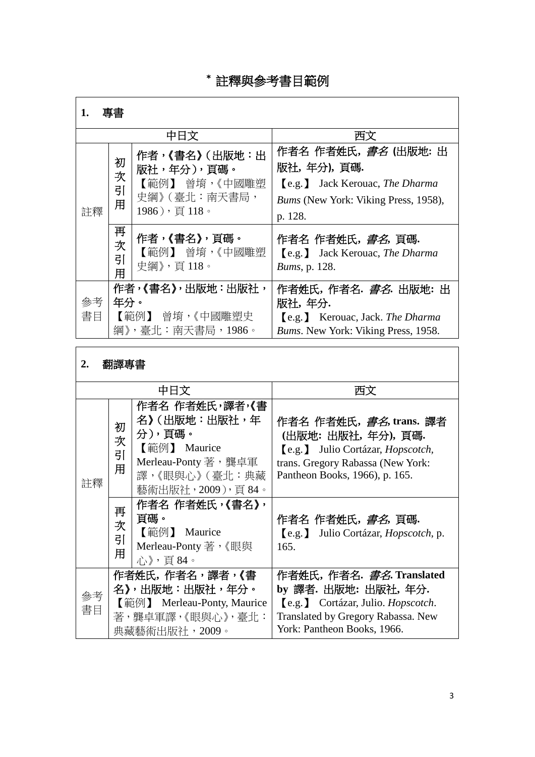# * 註釋與參考書目範例

## 1. 專書

| | | 中日文 | 西文 |
|---|---|---|---|
| 註釋 | 初次引用 | **作者，《書名》（出版地：出版社，年分），頁碼。**<br>【範例】 曾堉，《中國雕塑史綱》（臺北：南天書局，1986），頁 118。 | **作者名 作者姓氏, *書名* (出版地: 出版社, 年分), 頁碼.**<br>【e.g.】 Jack Kerouac, *The Dharma Bums* (New York: Viking Press, 1958), p. 128. |
| | 再次引用 | **作者，《書名》，頁碼。**<br>【範例】 曾堉，《中國雕塑史綱》，頁 118。 | **作者名 作者姓氏, *書名*, 頁碼.**<br>【e.g.】 Jack Kerouac, *The Dharma Bums*, p. 128. |
| 參考書目 | | **作者，《書名》，出版地：出版社，年分。**<br>【範例】 曾堉，《中國雕塑史綱》，臺北：南天書局，1986。 | **作者姓氏, 作者名. *書名*. 出版地: 出版社, 年分.**<br>【e.g.】 Kerouac, Jack. *The Dharma Bums*. New York: Viking Press, 1958. |

## 2. 翻譯專書

| | | 中日文 | 西文 |
|---|---|---|---|
| 註釋 | 初次引用 | **作者名 作者姓氏，譯者，《書名》（出版地：出版社，年分），頁碼。**<br>【範例】 Maurice Merleau-Ponty 著，龔卓軍譯，《眼與心》（臺北：典藏藝術出版社，2009），頁 84。 | **作者名 作者姓氏, *書名*, trans. 譯者 (出版地: 出版社, 年分), 頁碼.**<br>【e.g.】 Julio Cortázar, *Hopscotch*, trans. Gregory Rabassa (New York: Pantheon Books, 1966), p. 165. |
| | 再次引用 | **作者名 作者姓氏，《書名》，頁碼。**<br>【範例】 Maurice Merleau-Ponty 著，《眼與心》，頁 84。 | **作者名 作者姓氏, *書名*, 頁碼.**<br>【e.g.】 Julio Cortázar, *Hopscotch*, p. 165. |
| 參考書目 | | **作者姓氏, 作者名，譯者，《書名》，出版地：出版社，年分。**<br>【範例】 Merleau-Ponty, Maurice 著，龔卓軍譯，《眼與心》，臺北：典藏藝術出版社，2009。 | **作者姓氏, 作者名. *書名*. Translated by 譯者. 出版地: 出版社, 年分.**<br>【e.g.】 Cortázar, Julio. *Hopscotch*. Translated by Gregory Rabassa. New York: Pantheon Books, 1966. |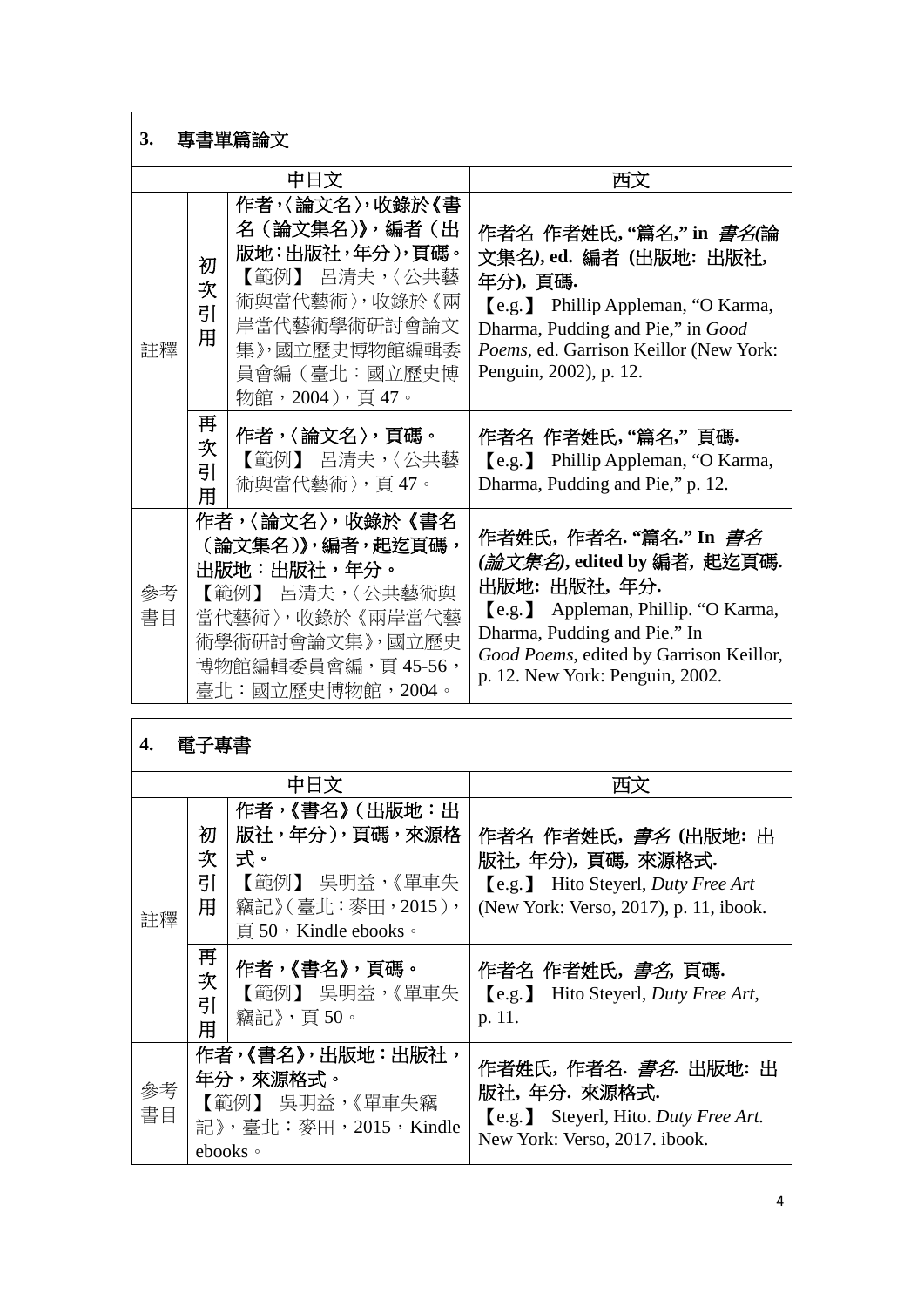### 3. 專書單篇論文

| | | 中日文 | 西文 |
|---|---|---|---|
| 註釋 | 初次引用 | **作者，〈論文名〉，收錄於《書名（論文集名）》，編者（出版地：出版社，年分），頁碼。**<br>【範例】 呂清夫，〈公共藝術與當代藝術〉，收錄於《兩岸當代藝術學術研討會論文集》，國立歷史博物館編輯委員會編（臺北：國立歷史博物館，2004），頁 47。 | **作者名 作者姓氏, "篇名," in *書名(論文集名)*, ed. 編者 (出版地: 出版社, 年分), 頁碼.**<br>【e.g.】 Phillip Appleman, "O Karma, Dharma, Pudding and Pie," in *Good Poems*, ed. Garrison Keillor (New York: Penguin, 2002), p. 12. |
| | 再次引用 | **作者，〈論文名〉，頁碼。**<br>【範例】 呂清夫，〈公共藝術與當代藝術〉，頁 47。 | **作者名 作者姓氏, "篇名," 頁碼.**<br>【e.g.】 Phillip Appleman, "O Karma, Dharma, Pudding and Pie," p. 12. |
| 參考書目 | | **作者，〈論文名〉，收錄於《書名（論文集名）》，編者，起迄頁碼，出版地：出版社，年分。**<br>【範例】 呂清夫，〈公共藝術與當代藝術〉，收錄於《兩岸當代藝術學術研討會論文集》，國立歷史博物館編輯委員會編，頁 45-56，臺北：國立歷史博物館，2004。 | **作者姓氏, 作者名. "篇名." In *書名(論文集名)*, edited by 編者, 起迄頁碼. 出版地: 出版社, 年分.**<br>【e.g.】 Appleman, Phillip. "O Karma, Dharma, Pudding and Pie." In *Good Poems*, edited by Garrison Keillor, p. 12. New York: Penguin, 2002. |

### 4. 電子專書

| | | 中日文 | 西文 |
|---|---|---|---|
| 註釋 | 初次引用 | **作者，《書名》（出版地：出版社，年分），頁碼，來源格式。**<br>【範例】 吳明益，《單車失竊記》（臺北：麥田，2015），頁 50，Kindle ebooks。 | **作者名 作者姓氏, *書名* (出版地: 出版社, 年分), 頁碼, 來源格式.**<br>【e.g.】 Hito Steyerl, *Duty Free Art* (New York: Verso, 2017), p. 11, ibook. |
| | 再次引用 | **作者，《書名》，頁碼。**<br>【範例】 吳明益，《單車失竊記》，頁 50。 | **作者名 作者姓氏, *書名*, 頁碼.**<br>【e.g.】 Hito Steyerl, *Duty Free Art*, p. 11. |
| 參考書目 | | **作者，《書名》，出版地：出版社，年分，來源格式。**<br>【範例】 吳明益，《單車失竊記》，臺北：麥田，2015，Kindle ebooks。 | **作者姓氏, 作者名. *書名*. 出版地: 出版社, 年分. 來源格式.**<br>【e.g.】 Steyerl, Hito. *Duty Free Art*. New York: Verso, 2017. ibook. |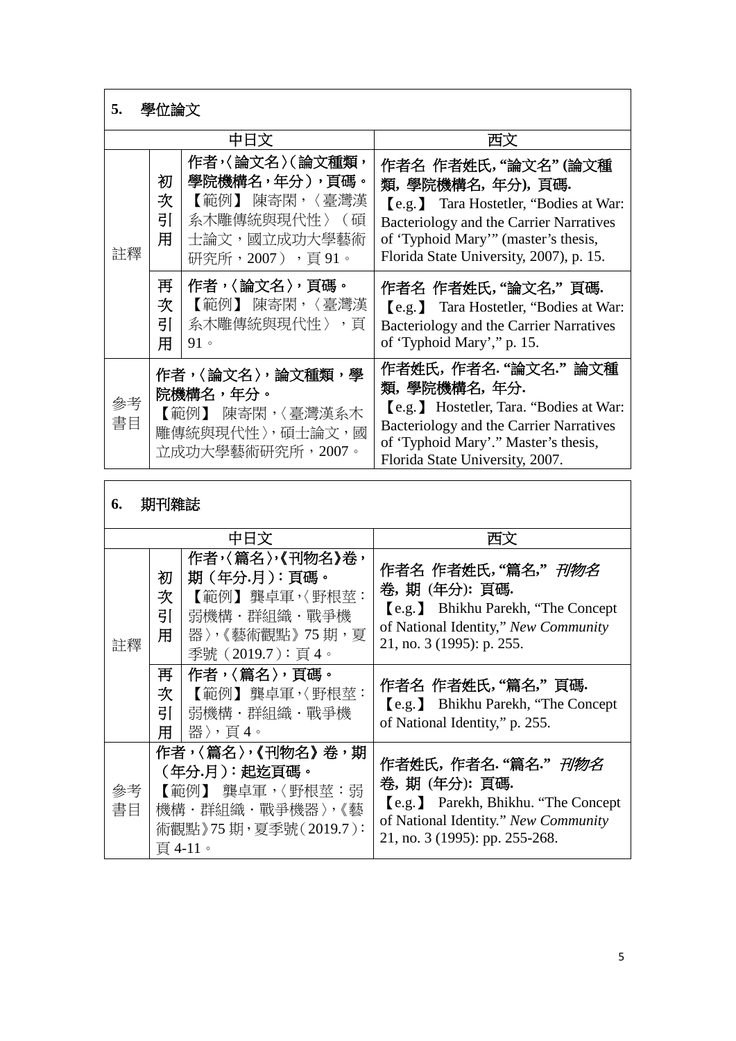## 5. 學位論文

| | | 中日文 | 西文 |
|---|---|---|---|
| 註釋 | 初次引用 | **作者，〈論文名〉（論文種類，學院機構名，年分），頁碼。**<br>【範例】 陳寄閑，〈臺灣漢系木雕傳統與現代性〉（碩士論文，國立成功大學藝術研究所，2007），頁 91。 | **作者名 作者姓氏, "論文名" (論文種類, 學院機構名, 年分), 頁碼.**<br>【e.g.】 Tara Hostetler, "Bodies at War: Bacteriology and the Carrier Narratives of 'Typhoid Mary'" (master's thesis, Florida State University, 2007), p. 15. |
| | 再次引用 | **作者，〈論文名〉，頁碼。**<br>【範例】 陳寄閑，〈臺灣漢系木雕傳統與現代性〉，頁 91。 | **作者名 作者姓氏, "論文名," 頁碼.**<br>【e.g.】 Tara Hostetler, "Bodies at War: Bacteriology and the Carrier Narratives of 'Typhoid Mary'," p. 15. |
| 參考書目 | | **作者，〈論文名〉，論文種類，學院機構名，年分。**<br>【範例】 陳寄閑，〈臺灣漢系木雕傳統與現代性〉，碩士論文，國立成功大學藝術研究所，2007。 | **作者姓氏, 作者名. "論文名." 論文種類, 學院機構名, 年分.**<br>【e.g.】 Hostetler, Tara. "Bodies at War: Bacteriology and the Carrier Narratives of 'Typhoid Mary'." Master's thesis, Florida State University, 2007. |

## 6. 期刊雜誌

| | | 中日文 | 西文 |
|---|---|---|---|
| 註釋 | 初次引用 | **作者，〈篇名〉，《刊物名》卷，期（年分.月）：頁碼。**<br>【範例】 龔卓軍，〈野根莖：弱機構・群組織・戰爭機器〉，《藝術觀點》75 期，夏季號（2019.7）：頁 4。 | **作者名 作者姓氏, "篇名,"** ***刊物名*** **卷, 期 (年分): 頁碼.**<br>【e.g.】 Bhikhu Parekh, "The Concept of National Identity," *New Community* 21, no. 3 (1995): p. 255. |
| | 再次引用 | **作者，〈篇名〉，頁碼。**<br>【範例】 龔卓軍，〈野根莖：弱機構・群組織・戰爭機器〉，頁 4。 | **作者名 作者姓氏, "篇名," 頁碼.**<br>【e.g.】 Bhikhu Parekh, "The Concept of National Identity," p. 255. |
| 參考書目 | | **作者，〈篇名〉，《刊物名》卷，期（年分.月）：起迄頁碼。**<br>【範例】 龔卓軍，〈野根莖：弱機構・群組織・戰爭機器〉，《藝術觀點》75 期，夏季號（2019.7）：頁 4-11。 | **作者姓氏, 作者名. "篇名."** ***刊物名*** **卷, 期 (年分): 頁碼.**<br>【e.g.】 Parekh, Bhikhu. "The Concept of National Identity." *New Community* 21, no. 3 (1995): pp. 255-268. |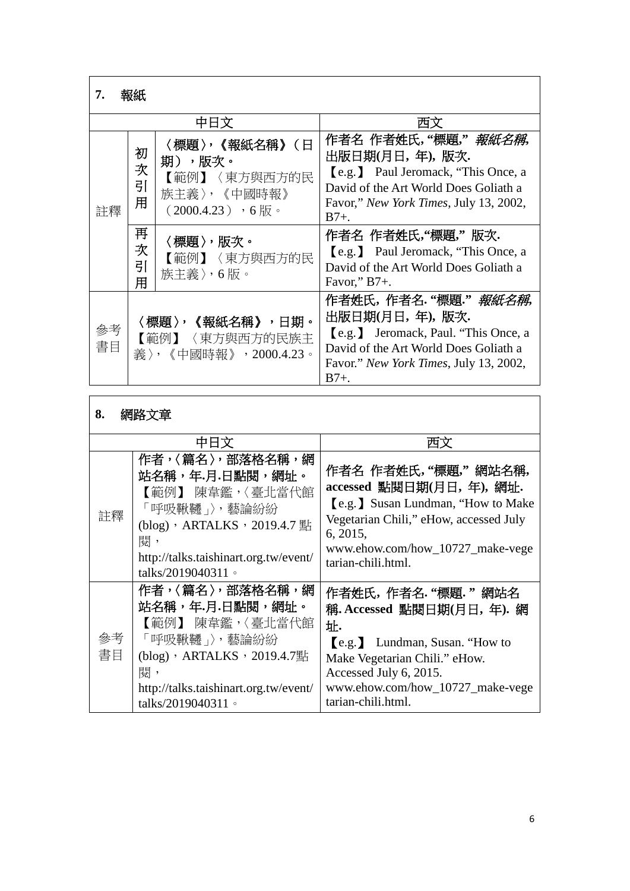**7. 報紙**

| | | 中日文 | 西文 |
|---|---|---|---|
| 註釋 | 初次引用 | **〈標題〉，《報紙名稱》（日期），版次。**<br>【範例】〈東方與西方的民族主義〉，《中國時報》（2000.4.23），6 版。 | **作者名 作者姓氏, "標題,"** ***報紙名稱,*** **出版日期(月日, 年), 版次.**<br>【e.g.】 Paul Jeromack, "This Once, a David of the Art World Does Goliath a Favor," *New York Times*, July 13, 2002, B7+. |
| | 再次引用 | **〈標題〉，版次。**<br>【範例】〈東方與西方的民族主義〉，6 版。 | **作者名 作者姓氏,"標題," 版次.**<br>【e.g.】 Paul Jeromack, "This Once, a David of the Art World Does Goliath a Favor," B7+. |
| 參考書目 | | **〈標題〉，《報紙名稱》，日期。**<br>【範例】〈東方與西方的民族主義〉，《中國時報》，2000.4.23。 | **作者姓氏，作者名. "標題."** ***報紙名稱,*** **出版日期(月日, 年), 版次.**<br>【e.g.】 Jeromack, Paul. "This Once, a David of the Art World Does Goliath a Favor." *New York Times*, July 13, 2002, B7+. |

**8. 網路文章**

| | 中日文 | 西文 |
|---|---|---|
| 註釋 | **作者，〈篇名〉，部落格名稱，網站名稱，年.月.日點閱，網址。**<br>【範例】 陳韋鑑，〈臺北當代館「呼吸鞦韆」〉，藝論紛紛(blog)，ARTALKS，2019.4.7 點閱，http://talks.taishinart.org.tw/event/talks/2019040311。 | **作者名 作者姓氏, "標題," 網站名稱, accessed 點閱日期(月日, 年), 網址.**<br>【e.g.】Susan Lundman, "How to Make Vegetarian Chili," eHow, accessed July 6, 2015, www.ehow.com/how_10727_make-vegetarian-chili.html. |
| 參考書目 | **作者，〈篇名〉，部落格名稱，網站名稱，年.月.日點閱，網址。**<br>【範例】 陳韋鑑，〈臺北當代館「呼吸鞦韆」〉，藝論紛紛(blog)，ARTALKS，2019.4.7點閱，http://talks.taishinart.org.tw/event/talks/2019040311。 | **作者姓氏，作者名. "標題. " 網站名稱. Accessed 點閱日期(月日，年). 網址.**<br>【e.g.】 Lundman, Susan. "How to Make Vegetarian Chili." eHow. Accessed July 6, 2015. www.ehow.com/how_10727_make-vegetarian-chili.html. |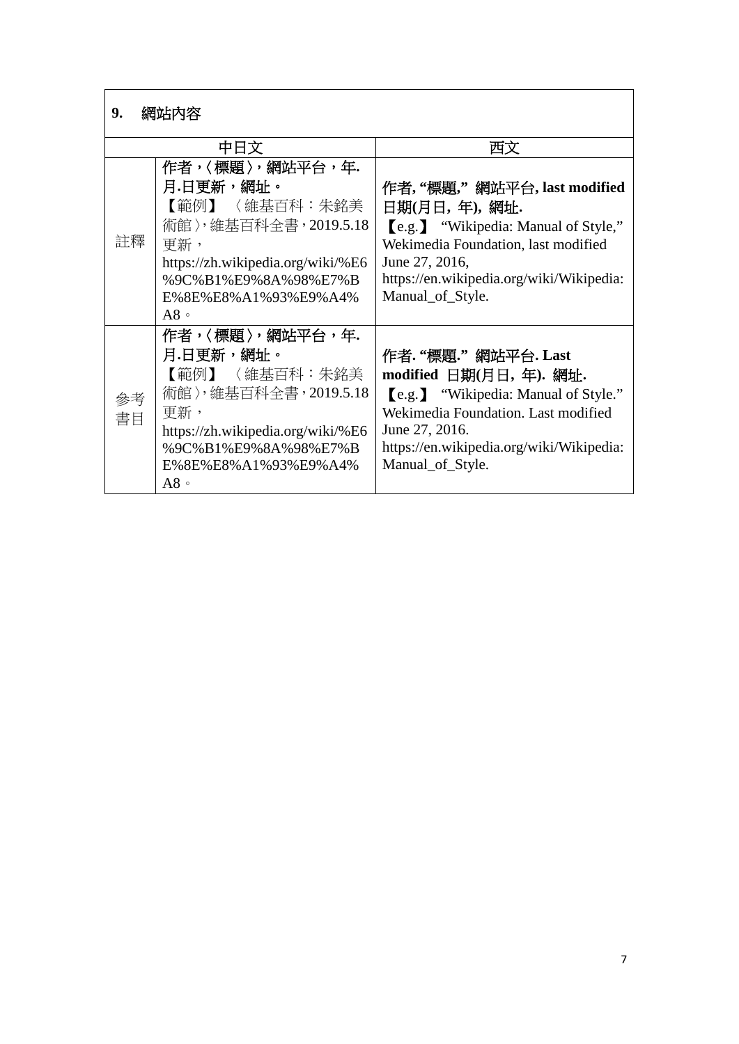| **9.　網站內容** | | | |
|---|---|---|---|
| | 中日文 | | 西文 |
| 註釋 | **作者，〈標題〉，網站平台，年.月.日更新，網址。**<br>【範例】〈維基百科：朱銘美術館〉，維基百科全書，2019.5.18 更新，https://zh.wikipedia.org/wiki/%E6%9C%B1%E9%8A%98%E7%BE%8E%E8%A1%93%E9%A4%A8。 | | **作者, "標題," 網站平台, last modified 日期(月日, 年), 網址.**<br>【e.g.】 "Wikipedia: Manual of Style," Wekimedia Foundation, last modified June 27, 2016, https://en.wikipedia.org/wiki/Wikipedia:Manual_of_Style. |
| 參考書目 | **作者，〈標題〉，網站平台，年.月.日更新，網址。**<br>【範例】〈維基百科：朱銘美術館〉，維基百科全書，2019.5.18 更新，https://zh.wikipedia.org/wiki/%E6%9C%B1%E9%8A%98%E7%BE%8E%E8%A1%93%E9%A4%A8。 | | **作者. "標題." 網站平台. Last modified 日期(月日, 年). 網址.**<br>【e.g.】 "Wikipedia: Manual of Style." Wekimedia Foundation. Last modified June 27, 2016. https://en.wikipedia.org/wiki/Wikipedia:Manual_of_Style. |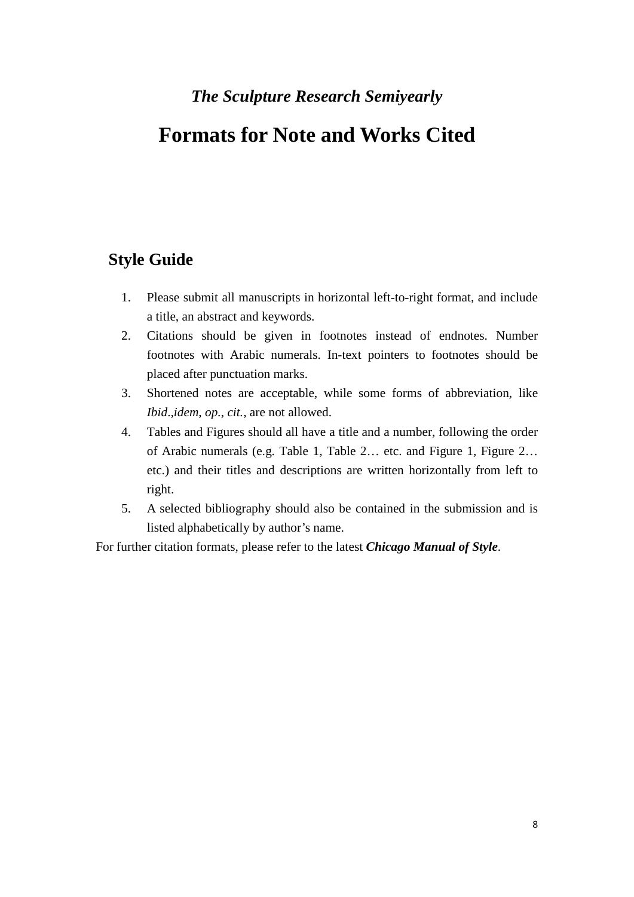*The Sculpture Research Semiyearly*

# Formats for Note and Works Cited

## Style Guide

1. Please submit all manuscripts in horizontal left-to-right format, and include a title, an abstract and keywords.
2. Citations should be given in footnotes instead of endnotes. Number footnotes with Arabic numerals. In-text pointers to footnotes should be placed after punctuation marks.
3. Shortened notes are acceptable, while some forms of abbreviation, like *Ibid*.,*idem*, *op.*, *cit.*, are not allowed.
4. Tables and Figures should all have a title and a number, following the order of Arabic numerals (e.g. Table 1, Table 2… etc. and Figure 1, Figure 2… etc.) and their titles and descriptions are written horizontally from left to right.
5. A selected bibliography should also be contained in the submission and is listed alphabetically by author's name.

For further citation formats, please refer to the latest ***Chicago Manual of Style***.